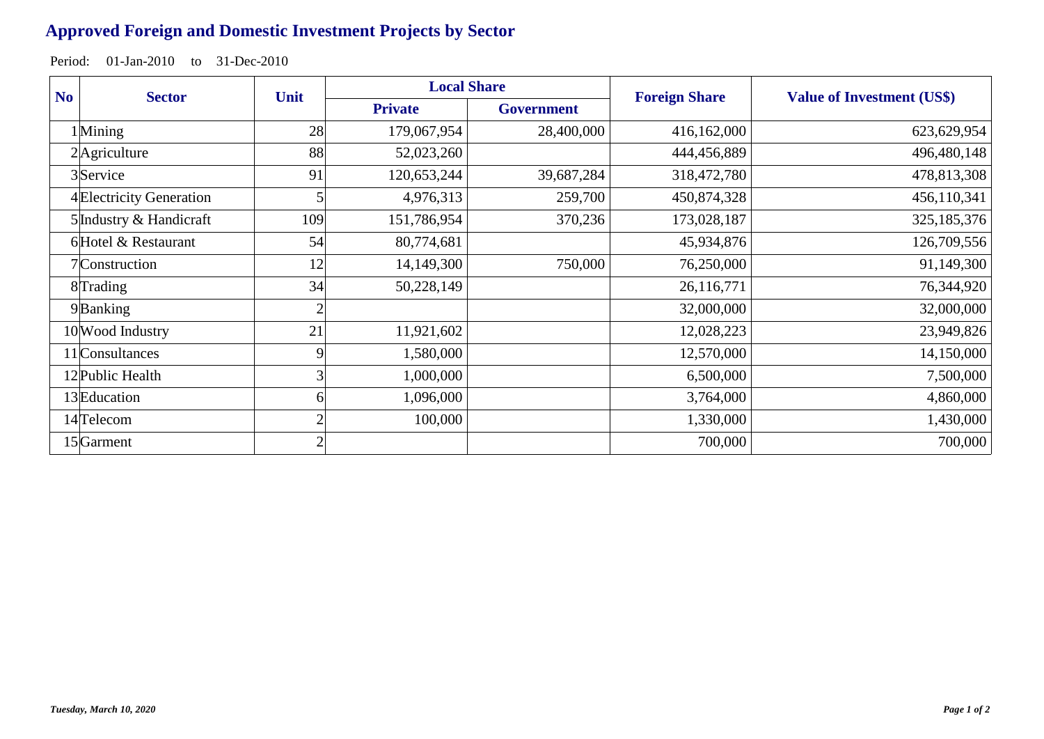# Approved Foreign and Domestic Investment Projects by Sector

Period: 01-Jan-2010 to 31-Dec-2010

| No | Sector | Unit | Local Share | | Foreign Share | Value of Investment (US$) |
|---|---|---|---|---|---|---|
| | | | Private | Government | | |
| 1 | Mining | 28 | 179,067,954 | 28,400,000 | 416,162,000 | 623,629,954 |
| 2 | Agriculture | 88 | 52,023,260 | | 444,456,889 | 496,480,148 |
| 3 | Service | 91 | 120,653,244 | 39,687,284 | 318,472,780 | 478,813,308 |
| 4 | Electricity Generation | 5 | 4,976,313 | 259,700 | 450,874,328 | 456,110,341 |
| 5 | Industry & Handicraft | 109 | 151,786,954 | 370,236 | 173,028,187 | 325,185,376 |
| 6 | Hotel & Restaurant | 54 | 80,774,681 | | 45,934,876 | 126,709,556 |
| 7 | Construction | 12 | 14,149,300 | 750,000 | 76,250,000 | 91,149,300 |
| 8 | Trading | 34 | 50,228,149 | | 26,116,771 | 76,344,920 |
| 9 | Banking | 2 | | | 32,000,000 | 32,000,000 |
| 10 | Wood Industry | 21 | 11,921,602 | | 12,028,223 | 23,949,826 |
| 11 | Consultances | 9 | 1,580,000 | | 12,570,000 | 14,150,000 |
| 12 | Public Health | 3 | 1,000,000 | | 6,500,000 | 7,500,000 |
| 13 | Education | 6 | 1,096,000 | | 3,764,000 | 4,860,000 |
| 14 | Telecom | 2 | 100,000 | | 1,330,000 | 1,430,000 |
| 15 | Garment | 2 | | | 700,000 | 700,000 |

*Tuesday, March 10, 2020*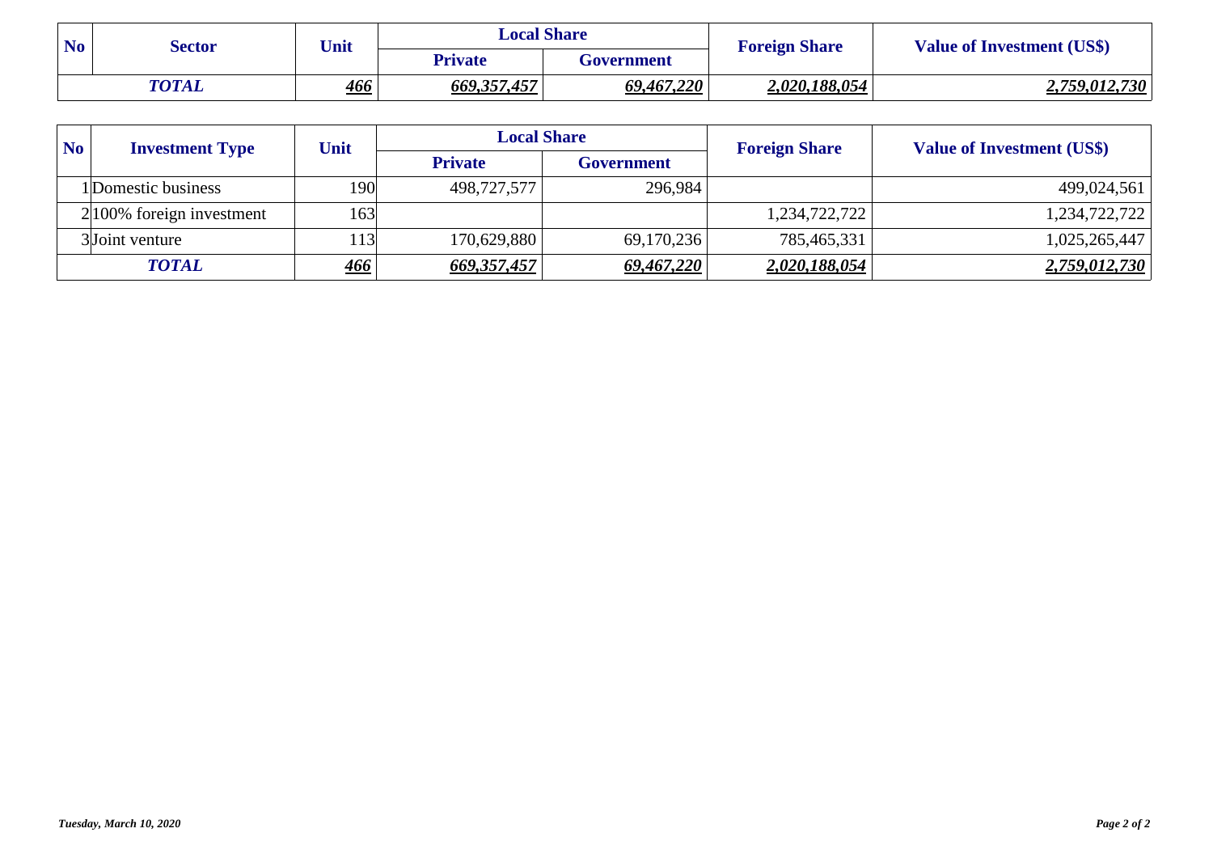| No | Sector | Unit | Local Share | | Foreign Share | Value of Investment (US$) |
|---|---|---|---|---|---|---|
| | | | Private | Government | | |
| ***TOTAL*** | | ***466*** | ***669,357,457*** | ***69,467,220*** | ***2,020,188,054*** | ***2,759,012,730*** |

| No | Investment Type | Unit | Local Share | | Foreign Share | Value of Investment (US$) |
|---|---|---|---|---|---|---|
| | | | Private | Government | | |
| 1 | Domestic business | 190 | 498,727,577 | 296,984 | | 499,024,561 |
| 2 | 100% foreign investment | 163 | | | 1,234,722,722 | 1,234,722,722 |
| 3 | Joint venture | 113 | 170,629,880 | 69,170,236 | 785,465,331 | 1,025,265,447 |
| ***TOTAL*** | | ***466*** | ***669,357,457*** | ***69,467,220*** | ***2,020,188,054*** | ***2,759,012,730*** |

*Tuesday, March 10, 2020*